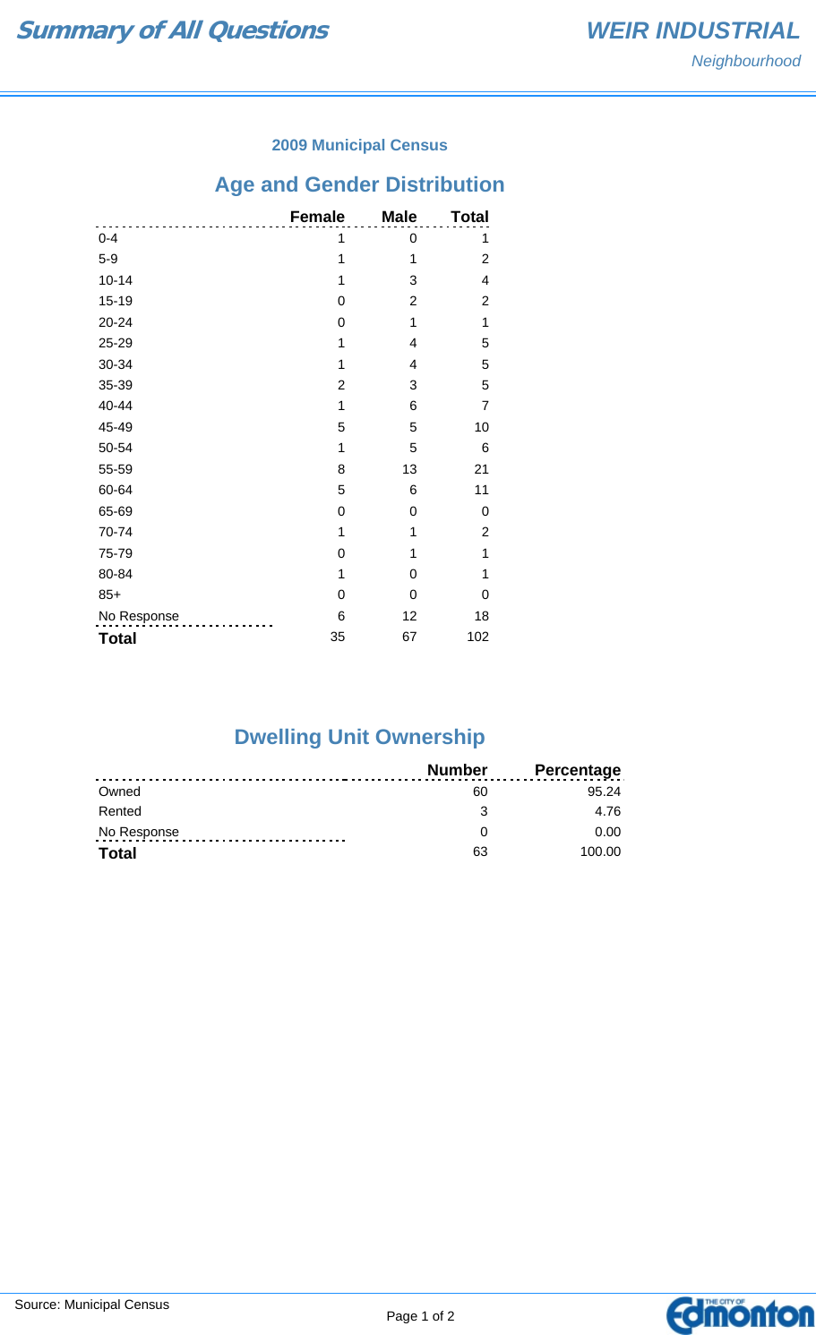# Summary of All Questions

## WEIR INDUSTRIAL

*Neighbourhood*

### 2009 Municipal Census

## Age and Gender Distribution

| | Female | Male | Total |
|---|---|---|---|
| 0-4 | 1 | 0 | 1 |
| 5-9 | 1 | 1 | 2 |
| 10-14 | 1 | 3 | 4 |
| 15-19 | 0 | 2 | 2 |
| 20-24 | 0 | 1 | 1 |
| 25-29 | 1 | 4 | 5 |
| 30-34 | 1 | 4 | 5 |
| 35-39 | 2 | 3 | 5 |
| 40-44 | 1 | 6 | 7 |
| 45-49 | 5 | 5 | 10 |
| 50-54 | 1 | 5 | 6 |
| 55-59 | 8 | 13 | 21 |
| 60-64 | 5 | 6 | 11 |
| 65-69 | 0 | 0 | 0 |
| 70-74 | 1 | 1 | 2 |
| 75-79 | 0 | 1 | 1 |
| 80-84 | 1 | 0 | 1 |
| 85+ | 0 | 0 | 0 |
| No Response | 6 | 12 | 18 |
| **Total** | 35 | 67 | 102 |

## Dwelling Unit Ownership

| | Number | Percentage |
|---|---|---|
| Owned | 60 | 95.24 |
| Rented | 3 | 4.76 |
| No Response | 0 | 0.00 |
| **Total** | 63 | 100.00 |

Source: Municipal Census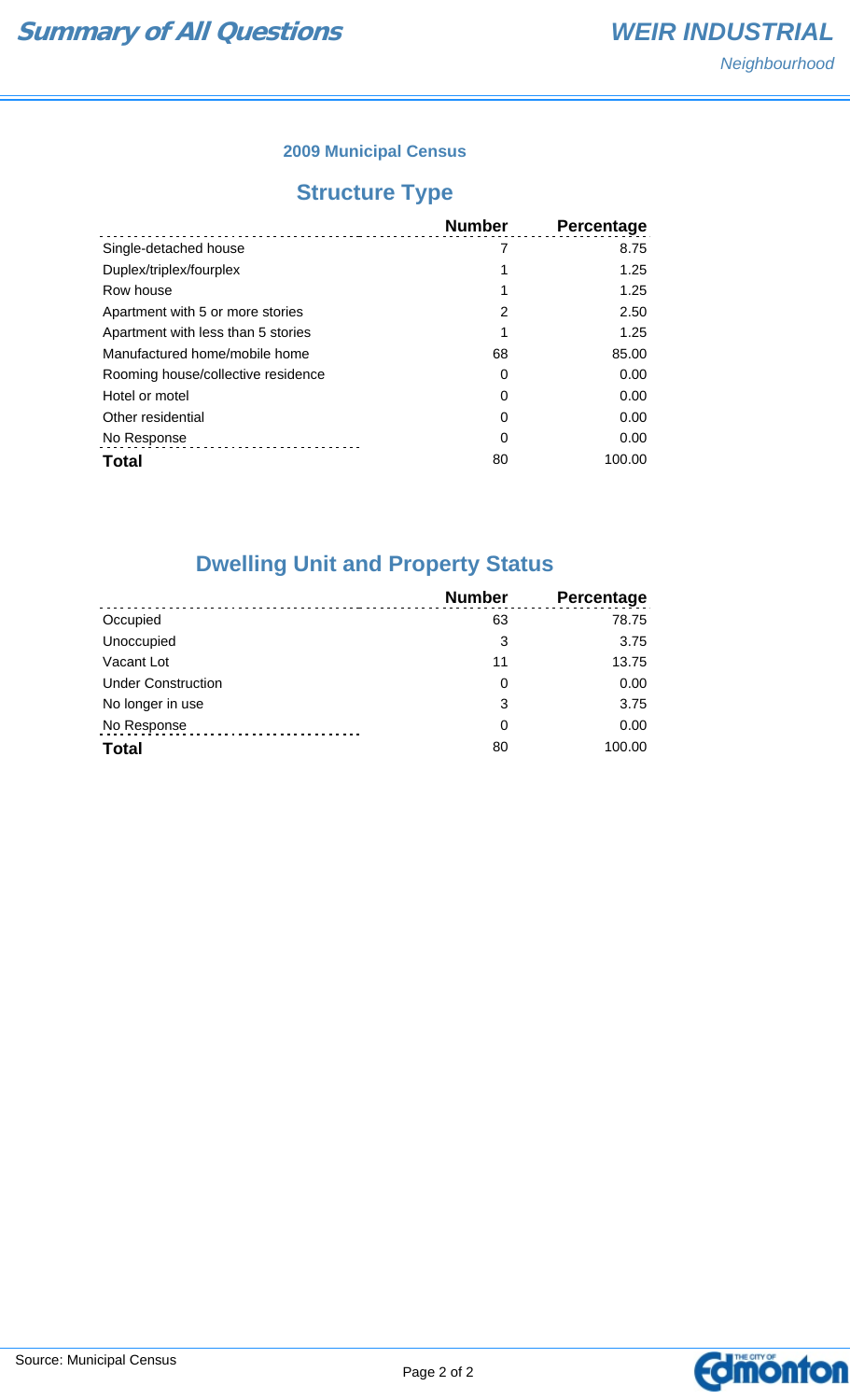# Summary of All Questions

## WEIR INDUSTRIAL

*Neighbourhood*

### 2009 Municipal Census

## Structure Type

| | Number | Percentage |
|---|---|---|
| Single-detached house | 7 | 8.75 |
| Duplex/triplex/fourplex | 1 | 1.25 |
| Row house | 1 | 1.25 |
| Apartment with 5 or more stories | 2 | 2.50 |
| Apartment with less than 5 stories | 1 | 1.25 |
| Manufactured home/mobile home | 68 | 85.00 |
| Rooming house/collective residence | 0 | 0.00 |
| Hotel or motel | 0 | 0.00 |
| Other residential | 0 | 0.00 |
| No Response | 0 | 0.00 |
| **Total** | 80 | 100.00 |

## Dwelling Unit and Property Status

| | Number | Percentage |
|---|---|---|
| Occupied | 63 | 78.75 |
| Unoccupied | 3 | 3.75 |
| Vacant Lot | 11 | 13.75 |
| Under Construction | 0 | 0.00 |
| No longer in use | 3 | 3.75 |
| No Response | 0 | 0.00 |
| **Total** | 80 | 100.00 |

Source: Municipal Census